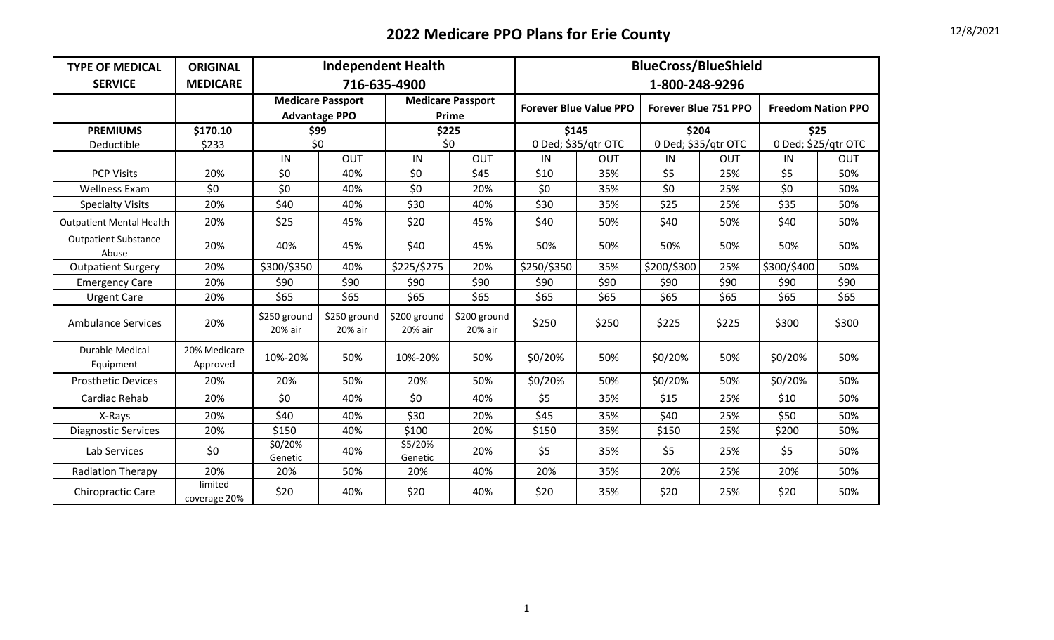# 2022 Medicare PPO Plans for Erie County

12/8/2021

| TYPE OF MEDICAL SERVICE | ORIGINAL MEDICARE | Independent Health 716-635-4900 | | | | BlueCross/BlueShield 1-800-248-9296 | | | | | |
|---|---|---|---|---|---|---|---|---|---|---|---|
| | | Medicare Passport Advantage PPO | | Medicare Passport Prime | | Forever Blue Value PPO | | Forever Blue 751 PPO | | Freedom Nation PPO | |
| **PREMIUMS** | $170.10 | $99 | | $225 | | $145 | | $204 | | $25 | |
| Deductible | $233 | $0 | | $0 | | 0 Ded; $35/qtr OTC | | 0 Ded; $35/qtr OTC | | 0 Ded; $25/qtr OTC | |
| | | IN | OUT | IN | OUT | IN | OUT | IN | OUT | IN | OUT |
| PCP Visits | 20% | $0 | 40% | $0 | $45 | $10 | 35% | $5 | 25% | $5 | 50% |
| Wellness Exam | $0 | $0 | 40% | $0 | 20% | $0 | 35% | $0 | 25% | $0 | 50% |
| Specialty Visits | 20% | $40 | 40% | $30 | 40% | $30 | 35% | $25 | 25% | $35 | 50% |
| Outpatient Mental Health | 20% | $25 | 45% | $20 | 45% | $40 | 50% | $40 | 50% | $40 | 50% |
| Outpatient Substance Abuse | 20% | 40% | 45% | $40 | 45% | 50% | 50% | 50% | 50% | 50% | 50% |
| Outpatient Surgery | 20% | $300/$350 | 40% | $225/$275 | 20% | $250/$350 | 35% | $200/$300 | 25% | $300/$400 | 50% |
| Emergency Care | 20% | $90 | $90 | $90 | $90 | $90 | $90 | $90 | $90 | $90 | $90 |
| Urgent Care | 20% | $65 | $65 | $65 | $65 | $65 | $65 | $65 | $65 | $65 | $65 |
| Ambulance Services | 20% | $250 ground 20% air | $250 ground 20% air | $200 ground 20% air | $200 ground 20% air | $250 | $250 | $225 | $225 | $300 | $300 |
| Durable Medical Equipment | 20% Medicare Approved | 10%-20% | 50% | 10%-20% | 50% | $0/20% | 50% | $0/20% | 50% | $0/20% | 50% |
| Prosthetic Devices | 20% | 20% | 50% | 20% | 50% | $0/20% | 50% | $0/20% | 50% | $0/20% | 50% |
| Cardiac Rehab | 20% | $0 | 40% | $0 | 40% | $5 | 35% | $15 | 25% | $10 | 50% |
| X-Rays | 20% | $40 | 40% | $30 | 20% | $45 | 35% | $40 | 25% | $50 | 50% |
| Diagnostic Services | 20% | $150 | 40% | $100 | 20% | $150 | 35% | $150 | 25% | $200 | 50% |
| Lab Services | $0 | $0/20% Genetic | 40% | $5/20% Genetic | 20% | $5 | 35% | $5 | 25% | $5 | 50% |
| Radiation Therapy | 20% | 20% | 50% | 20% | 40% | 20% | 35% | 20% | 25% | 20% | 50% |
| Chiropractic Care | limited coverage 20% | $20 | 40% | $20 | 40% | $20 | 35% | $20 | 25% | $20 | 50% |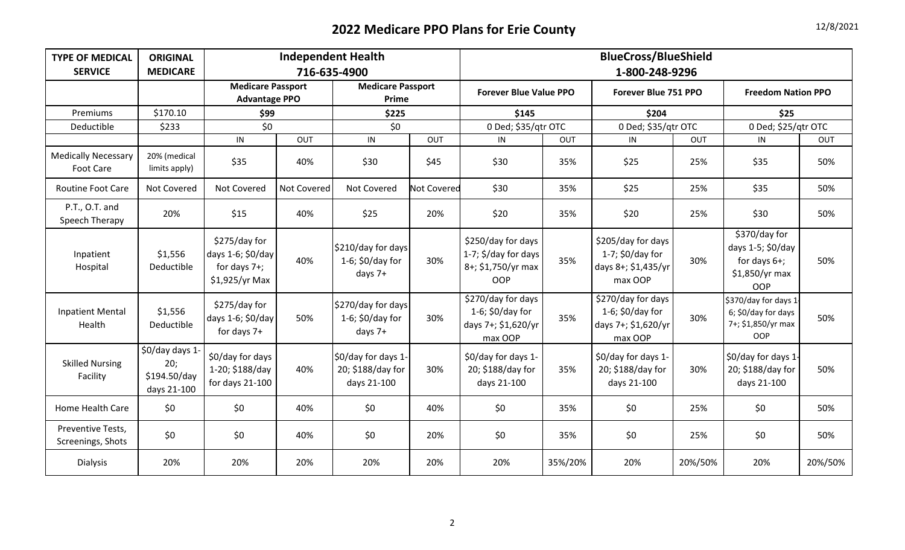# 2022 Medicare PPO Plans for Erie County

12/8/2021

| TYPE OF MEDICAL SERVICE | ORIGINAL MEDICARE | Independent Health 716-635-4900 | | | | BlueCross/BlueShield 1-800-248-9296 | | | | | |
|---|---|---|---|---|---|---|---|---|---|---|---|
| | | Medicare Passport Advantage PPO | | Medicare Passport Prime | | Forever Blue Value PPO | | Forever Blue 751 PPO | | Freedom Nation PPO | |
| Premiums | $170.10 | $99 | | $225 | | $145 | | $204 | | $25 | |
| Deductible | $233 | $0 | | $0 | | 0 Ded; $35/qtr OTC | | 0 Ded; $35/qtr OTC | | 0 Ded; $25/qtr OTC | |
| | | IN | OUT | IN | OUT | IN | OUT | IN | OUT | IN | OUT |
| Medically Necessary Foot Care | 20% (medical limits apply) | $35 | 40% | $30 | $45 | $30 | 35% | $25 | 25% | $35 | 50% |
| Routine Foot Care | Not Covered | Not Covered | Not Covered | Not Covered | Not Covered | $30 | 35% | $25 | 25% | $35 | 50% |
| P.T., O.T. and Speech Therapy | 20% | $15 | 40% | $25 | 20% | $20 | 35% | $20 | 25% | $30 | 50% |
| Inpatient Hospital | $1,556 Deductible | $275/day for days 1-6; $0/day for days 7+; $1,925/yr Max | 40% | $210/day for days 1-6; $0/day for days 7+ | 30% | $250/day for days 1-7; $/day for days 8+; $1,750/yr max OOP | 35% | $205/day for days 1-7; $0/day for days 8+; $1,435/yr max OOP | 30% | $370/day for days 1-5; $0/day for days 6+; $1,850/yr max OOP | 50% |
| Inpatient Mental Health | $1,556 Deductible | $275/day for days 1-6; $0/day for days 7+ | 50% | $270/day for days 1-6; $0/day for days 7+ | 30% | $270/day for days 1-6; $0/day for days 7+; $1,620/yr max OOP | 35% | $270/day for days 1-6; $0/day for days 7+; $1,620/yr max OOP | 30% | $370/day for days 1-6; $0/day for days 7+; $1,850/yr max OOP | 50% |
| Skilled Nursing Facility | $0/day days 1-20; $194.50/day days 21-100 | $0/day for days 1-20; $188/day for days 21-100 | 40% | $0/day for days 1-20; $188/day for days 21-100 | 30% | $0/day for days 1-20; $188/day for days 21-100 | 35% | $0/day for days 1-20; $188/day for days 21-100 | 30% | $0/day for days 1-20; $188/day for days 21-100 | 50% |
| Home Health Care | $0 | $0 | 40% | $0 | 40% | $0 | 35% | $0 | 25% | $0 | 50% |
| Preventive Tests, Screenings, Shots | $0 | $0 | 40% | $0 | 20% | $0 | 35% | $0 | 25% | $0 | 50% |
| Dialysis | 20% | 20% | 20% | 20% | 20% | 20% | 35%/20% | 20% | 20%/50% | 20% | 20%/50% |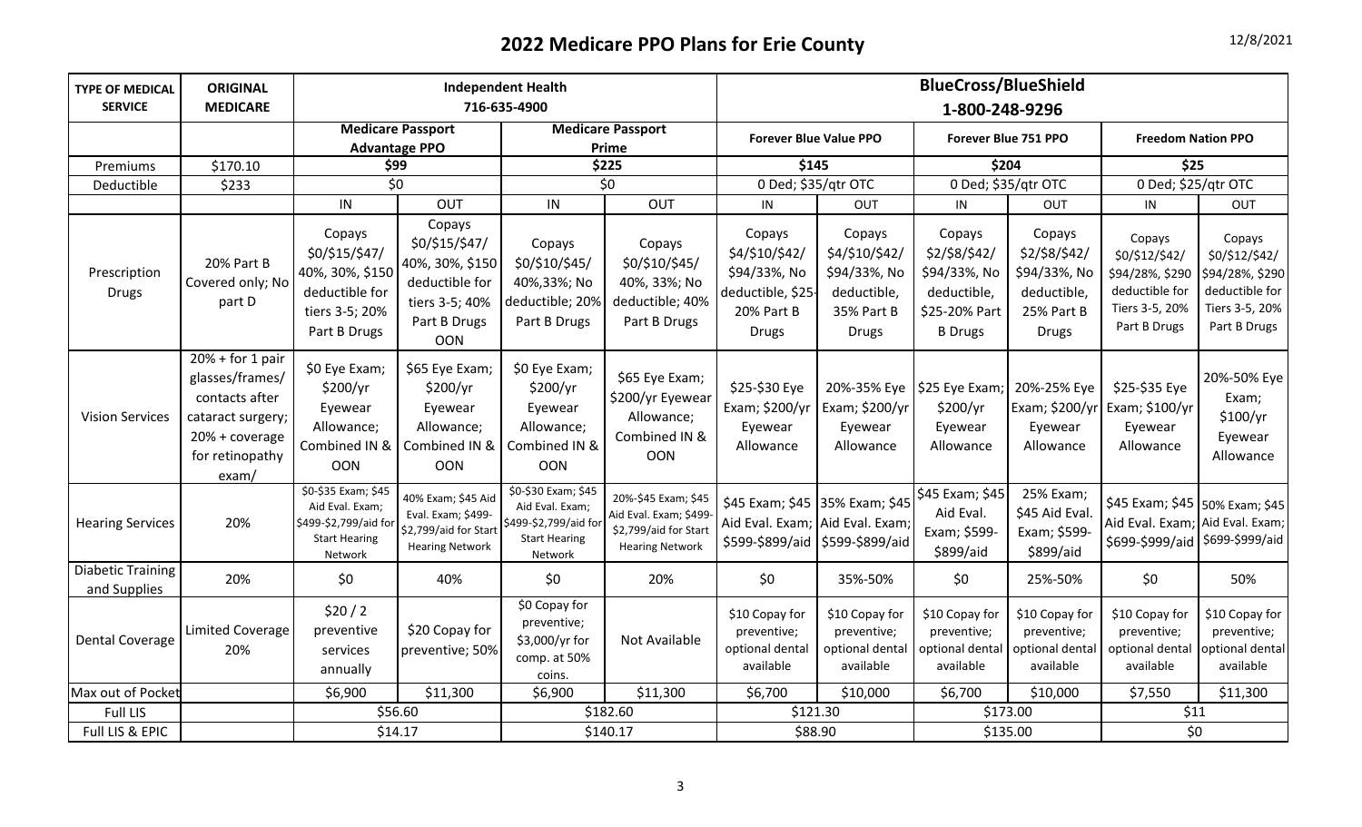# 2022 Medicare PPO Plans for Erie County

12/8/2021

| TYPE OF MEDICAL SERVICE | ORIGINAL MEDICARE | Independent Health 716-635-4900 | | | | BlueCross/BlueShield 1-800-248-9296 | | | | | |
|---|---|---|---|---|---|---|---|---|---|---|---|
| | | Medicare Passport Advantage PPO | | Medicare Passport Prime | | Forever Blue Value PPO | | Forever Blue 751 PPO | | Freedom Nation PPO | |
| Premiums | $170.10 | $99 | | $225 | | $145 | | $204 | | $25 | |
| Deductible | $233 | $0 | | $0 | | 0 Ded; $35/qtr OTC | | 0 Ded; $35/qtr OTC | | 0 Ded; $25/qtr OTC | |
| | | IN | OUT | IN | OUT | IN | OUT | IN | OUT | IN | OUT |
| Prescription Drugs | 20% Part B Covered only; No part D | Copays $0/$15/$47/ 40%, 30%, $150 deductible for tiers 3-5; 20% Part B Drugs | Copays $0/$15/$47/ 40%, 30%, $150 deductible for tiers 3-5; 40% Part B Drugs OON | Copays $0/$10/$45/ 40%,33%; No deductible; 20% Part B Drugs | Copays $0/$10/$45/ 40%, 33%; No deductible; 40% Part B Drugs | Copays $4/$10/$42/ $94/33%, No deductible, $25-20% Part B Drugs | Copays $4/$10/$42/ $94/33%, No deductible, 35% Part B Drugs | Copays $2/$8/$42/ $94/33%, No deductible, $25-20% Part B Drugs | Copays $2/$8/$42/ $94/33%, No deductible, 25% Part B Drugs | Copays $0/$12/$42/ $94/28%, $290 deductible for Tiers 3-5, 20% Part B Drugs | Copays $0/$12/$42/ $94/28%, $290 deductible for Tiers 3-5, 20% Part B Drugs |
| Vision Services | 20% + for 1 pair glasses/frames/ contacts after cataract surgery; 20% + coverage for retinopathy exam/ | $0 Eye Exam; $200/yr Eyewear Allowance; Combined IN & OON | $65 Eye Exam; $200/yr Eyewear Allowance; Combined IN & OON | $0 Eye Exam; $200/yr Eyewear Allowance; Combined IN & OON | $65 Eye Exam; $200/yr Eyewear Allowance; Combined IN & OON | $25-$30 Eye Exam; $200/yr Eyewear Allowance | 20%-35% Eye Exam; $200/yr Eyewear Allowance | $25 Eye Exam; $200/yr Eyewear Allowance | 20%-25% Eye Exam; $200/yr Eyewear Allowance | $25-$35 Eye Exam; $100/yr Eyewear Allowance | 20%-50% Eye Exam; $100/yr Eyewear Allowance |
| Hearing Services | 20% | $0-$35 Exam; $45 Aid Eval. Exam; $499-$2,799/aid for Start Hearing Network | 40% Exam; $45 Aid Eval. Exam; $499-$2,799/aid for Start Hearing Network | $0-$30 Exam; $45 Aid Eval. Exam; $499-$2,799/aid for Start Hearing Network | 20%-$45 Exam; $45 Aid Eval. Exam; $499-$2,799/aid for Start Hearing Network | $45 Exam; $45 Aid Eval. Exam; $599-$899/aid | 35% Exam; $45 Aid Eval. Exam; $599-$899/aid | $45 Exam; $45 Aid Eval. Exam; $599-$899/aid | 25% Exam; $45 Aid Eval. Exam; $599-$899/aid | $45 Exam; $45 Aid Eval. Exam; $699-$999/aid | 50% Exam; $45 Aid Eval. Exam; $699-$999/aid |
| Diabetic Training and Supplies | 20% | $0 | 40% | $0 | 20% | $0 | 35%-50% | $0 | 25%-50% | $0 | 50% |
| Dental Coverage | Limited Coverage 20% | $20 / 2 preventive services annually | $20 Copay for preventive; 50% | $0 Copay for preventive; $3,000/yr for comp. at 50% coins. | Not Available | $10 Copay for preventive; optional dental available | $10 Copay for preventive; optional dental available | $10 Copay for preventive; optional dental available | $10 Copay for preventive; optional dental available | $10 Copay for preventive; optional dental available | $10 Copay for preventive; optional dental available |
| Max out of Pocket | | $6,900 | $11,300 | $6,900 | $11,300 | $6,700 | $10,000 | $6,700 | $10,000 | $7,550 | $11,300 |
| Full LIS | | $56.60 | | $182.60 | | $121.30 | | $173.00 | | $11 | |
| Full LIS & EPIC | | $14.17 | | $140.17 | | $88.90 | | $135.00 | | $0 | |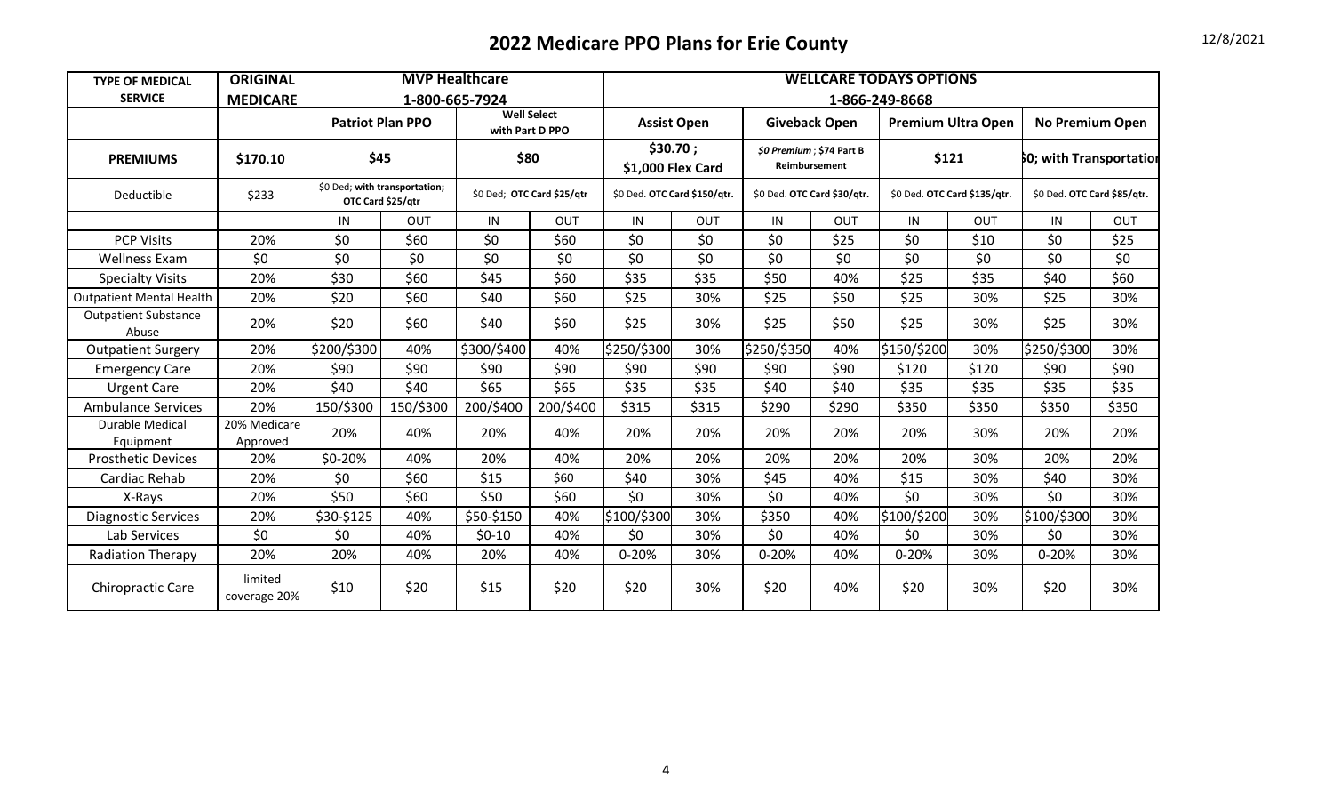# 2022 Medicare PPO Plans for Erie County

12/8/2021

| TYPE OF MEDICAL SERVICE | ORIGINAL MEDICARE | MVP Healthcare 1-800-665-7924 | | | | WELLCARE TODAYS OPTIONS 1-866-249-8668 | | | | | | | |
|---|---|---|---|---|---|---|---|---|---|---|---|---|---|
| | | Patriot Plan PPO | | Well Select with Part D PPO | | Assist Open | | Giveback Open | | Premium Ultra Open | | No Premium Open | |
| PREMIUMS | $170.10 | $45 | | $80 | | $30.70 ; $1,000 Flex Card | | $0 Premium ; $74 Part B Reimbursement | | $121 | | $0; with Transportation | |
| Deductible | $233 | $0 Ded; with transportation; OTC Card $25/qtr | | $0 Ded; OTC Card $25/qtr | | $0 Ded. OTC Card $150/qtr. | | $0 Ded. OTC Card $30/qtr. | | $0 Ded. OTC Card $135/qtr. | | $0 Ded. OTC Card $85/qtr. | |
| | | IN | OUT | IN | OUT | IN | OUT | IN | OUT | IN | OUT | IN | OUT |
| PCP Visits | 20% | $0 | $60 | $0 | $60 | $0 | $0 | $0 | $25 | $0 | $10 | $0 | $25 |
| Wellness Exam | $0 | $0 | $0 | $0 | $0 | $0 | $0 | $0 | $0 | $0 | $0 | $0 | $0 |
| Specialty Visits | 20% | $30 | $60 | $45 | $60 | $35 | $35 | $50 | 40% | $25 | $35 | $40 | $60 |
| Outpatient Mental Health | 20% | $20 | $60 | $40 | $60 | $25 | 30% | $25 | $50 | $25 | 30% | $25 | 30% |
| Outpatient Substance Abuse | 20% | $20 | $60 | $40 | $60 | $25 | 30% | $25 | $50 | $25 | 30% | $25 | 30% |
| Outpatient Surgery | 20% | $200/$300 | 40% | $300/$400 | 40% | $250/$300 | 30% | $250/$350 | 40% | $150/$200 | 30% | $250/$300 | 30% |
| Emergency Care | 20% | $90 | $90 | $90 | $90 | $90 | $90 | $90 | $90 | $120 | $120 | $90 | $90 |
| Urgent Care | 20% | $40 | $40 | $65 | $65 | $35 | $35 | $40 | $40 | $35 | $35 | $35 | $35 |
| Ambulance Services | 20% | 150/$300 | 150/$300 | 200/$400 | 200/$400 | $315 | $315 | $290 | $290 | $350 | $350 | $350 | $350 |
| Durable Medical Equipment | 20% Medicare Approved | 20% | 40% | 20% | 40% | 20% | 20% | 20% | 20% | 20% | 30% | 20% | 20% |
| Prosthetic Devices | 20% | $0-20% | 40% | 20% | 40% | 20% | 20% | 20% | 20% | 20% | 30% | 20% | 20% |
| Cardiac Rehab | 20% | $0 | $60 | $15 | $60 | $40 | 30% | $45 | 40% | $15 | 30% | $40 | 30% |
| X-Rays | 20% | $50 | $60 | $50 | $60 | $0 | 30% | $0 | 40% | $0 | 30% | $0 | 30% |
| Diagnostic Services | 20% | $30-$125 | 40% | $50-$150 | 40% | $100/$300 | 30% | $350 | 40% | $100/$200 | 30% | $100/$300 | 30% |
| Lab Services | $0 | $0 | 40% | $0-10 | 40% | $0 | 30% | $0 | 40% | $0 | 30% | $0 | 30% |
| Radiation Therapy | 20% | 20% | 40% | 20% | 40% | 0-20% | 30% | 0-20% | 40% | 0-20% | 30% | 0-20% | 30% |
| Chiropractic Care | limited coverage 20% | $10 | $20 | $15 | $20 | $20 | 30% | $20 | 40% | $20 | 30% | $20 | 30% |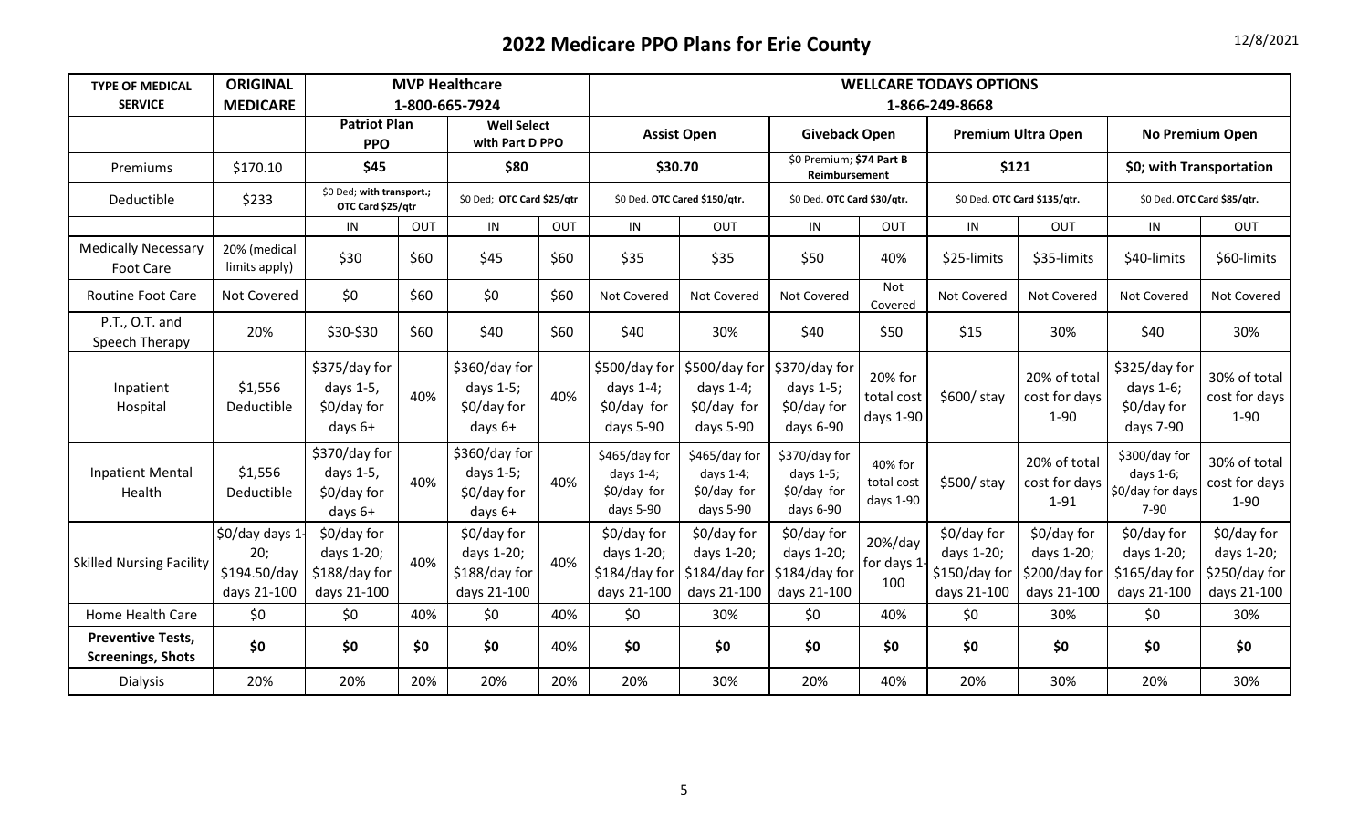# 2022 Medicare PPO Plans for Erie County

12/8/2021

| TYPE OF MEDICAL SERVICE | ORIGINAL MEDICARE | MVP Healthcare 1-800-665-7924 | | | | WELLCARE TODAYS OPTIONS 1-866-249-8668 | | | | | | | |
|---|---|---|---|---|---|---|---|---|---|---|---|---|---|
| | | Patriot Plan PPO | | Well Select with Part D PPO | | Assist Open | | Giveback Open | | Premium Ultra Open | | No Premium Open | |
| Premiums | $170.10 | $45 | | $80 | | $30.70 | | $0 Premium; $74 Part B Reimbursement | | $121 | | $0; with Transportation | |
| Deductible | $233 | $0 Ded; with transport.; OTC Card $25/qtr | | $0 Ded; OTC Card $25/qtr | | $0 Ded. OTC Card $150/qtr. | | $0 Ded. OTC Card $30/qtr. | | $0 Ded. OTC Card $135/qtr. | | $0 Ded. OTC Card $85/qtr. | |
| | | IN | OUT | IN | OUT | IN | OUT | IN | OUT | IN | OUT | IN | OUT |
| Medically Necessary Foot Care | 20% (medical limits apply) | $30 | $60 | $45 | $60 | $35 | $35 | $50 | 40% | $25-limits | $35-limits | $40-limits | $60-limits |
| Routine Foot Care | Not Covered | $0 | $60 | $0 | $60 | Not Covered | Not Covered | Not Covered | Not Covered | Not Covered | Not Covered | Not Covered | Not Covered |
| P.T., O.T. and Speech Therapy | 20% | $30-$30 | $60 | $40 | $60 | $40 | 30% | $40 | $50 | $15 | 30% | $40 | 30% |
| Inpatient Hospital | $1,556 Deductible | $375/day for days 1-5, $0/day for days 6+ | 40% | $360/day for days 1-5; $0/day for days 6+ | 40% | $500/day for days 1-4; $0/day for days 5-90 | $500/day for days 1-4; $0/day for days 5-90 | $370/day for days 1-5; $0/day for days 6-90 | 20% for total cost days 1-90 | $600/ stay | 20% of total cost for days 1-90 | $325/day for days 1-6; $0/day for days 7-90 | 30% of total cost for days 1-90 |
| Inpatient Mental Health | $1,556 Deductible | $370/day for days 1-5, $0/day for days 6+ | 40% | $360/day for days 1-5; $0/day for days 6+ | 40% | $465/day for days 1-4; $0/day for days 5-90 | $465/day for days 1-4; $0/day for days 5-90 | $370/day for days 1-5; $0/day for days 6-90 | 40% for total cost days 1-90 | $500/ stay | 20% of total cost for days 1-91 | $300/day for days 1-6; $0/day for days 7-90 | 30% of total cost for days 1-90 |
| Skilled Nursing Facility | $0/day days 1-20; $194.50/day days 21-100 | $0/day for days 1-20; $188/day for days 21-100 | 40% | $0/day for days 1-20; $188/day for days 21-100 | 40% | $0/day for days 1-20; $184/day for days 21-100 | $0/day for days 1-20; $184/day for days 21-100 | $0/day for days 1-20; $184/day for days 21-100 | 20%/day for days 1-100 | $0/day for days 1-20; $150/day for days 21-100 | $0/day for days 1-20; $200/day for days 21-100 | $0/day for days 1-20; $165/day for days 21-100 | $0/day for days 1-20; $250/day for days 21-100 |
| Home Health Care | $0 | $0 | 40% | $0 | 40% | $0 | 30% | $0 | 40% | $0 | 30% | $0 | 30% |
| **Preventive Tests, Screenings, Shots** | **$0** | **$0** | **$0** | **$0** | 40% | **$0** | **$0** | **$0** | **$0** | **$0** | **$0** | **$0** | **$0** |
| Dialysis | 20% | 20% | 20% | 20% | 20% | 20% | 30% | 20% | 40% | 20% | 30% | 20% | 30% |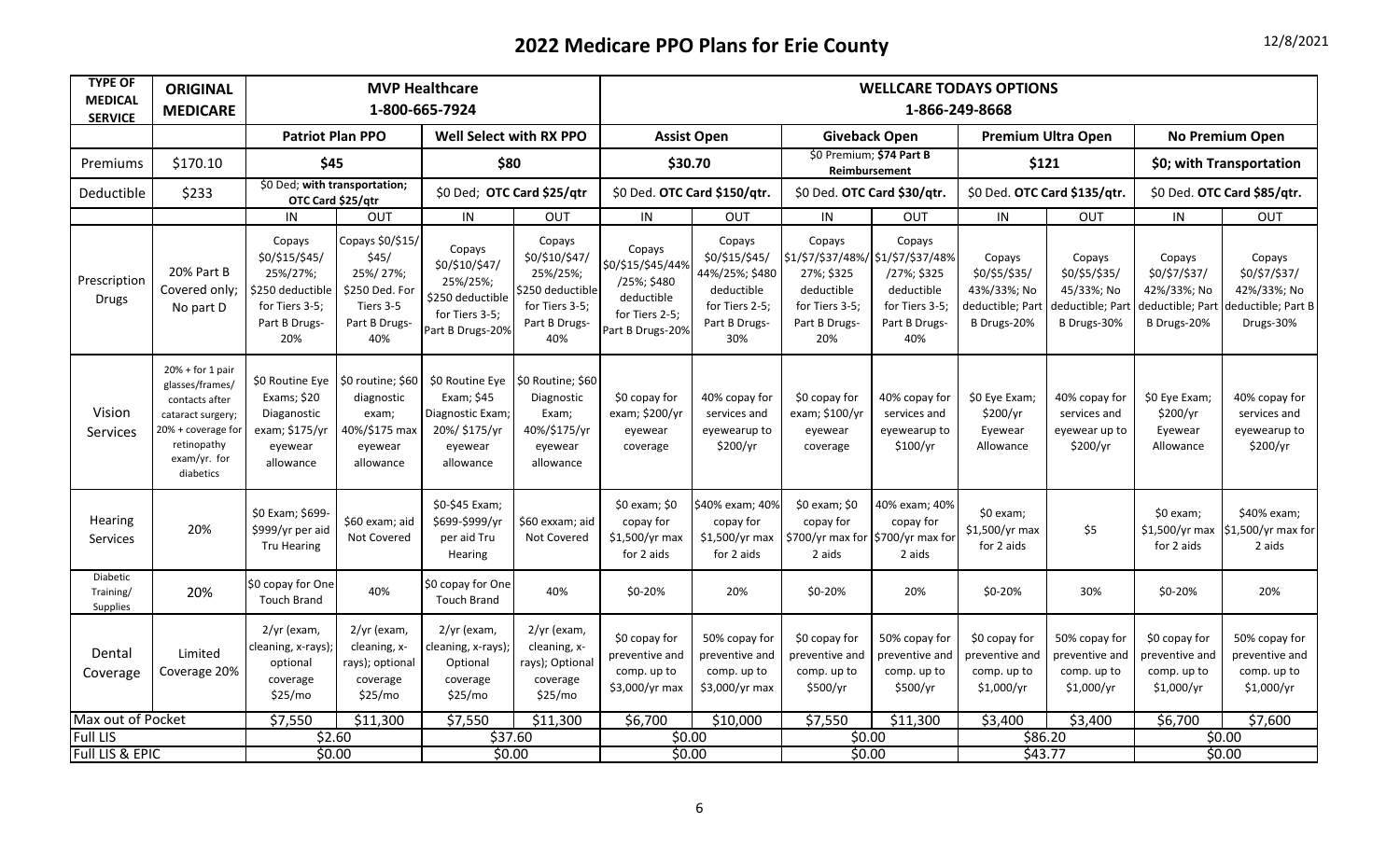# 2022 Medicare PPO Plans for Erie County

12/8/2021

| TYPE OF MEDICAL SERVICE | ORIGINAL MEDICARE | MVP Healthcare 1-800-665-7924 | | | | WELLCARE TODAYS OPTIONS 1-866-249-8668 | | | | | | | |
|---|---|---|---|---|---|---|---|---|---|---|---|---|---|
| | | Patriot Plan PPO | | Well Select with RX PPO | | Assist Open | | Giveback Open | | Premium Ultra Open | | No Premium Open | |
| Premiums | $170.10 | $45 | | $80 | | $30.70 | | $0 Premium; **$74 Part B Reimbursement** | | $121 | | $0; with Transportation | |
| Deductible | $233 | $0 Ded; **with transportation; OTC Card $25/qtr** | | $0 Ded; **OTC Card $25/qtr** | | $0 Ded. **OTC Card $150/qtr.** | | $0 Ded. **OTC Card $30/qtr.** | | $0 Ded. **OTC Card $135/qtr.** | | $0 Ded. **OTC Card $85/qtr.** | |
| | | IN | OUT | IN | OUT | IN | OUT | IN | OUT | IN | OUT | IN | OUT |
| Prescription Drugs | 20% Part B Covered only; No part D | Copays $0/$15/$45/ 25%/27%; $250 deductible for Tiers 3-5; Part B Drugs-20% | Copays $0/$15/ $45/ 25%/ 27%; $250 Ded. For Tiers 3-5 Part B Drugs-40% | Copays $0/$10/$47/ 25%/25%; $250 deductible for Tiers 3-5; Part B Drugs-20% | Copays $0/$10/$47/ 25%/25%; $250 deductible for Tiers 3-5; Part B Drugs-40% | Copays $0/$15/$45/44% /25%; $480 deductible for Tiers 2-5; Part B Drugs-20% | Copays $0/$15/$45/ 44%/25%; $480 deductible for Tiers 2-5; Part B Drugs-30% | Copays $1/$7/$37/48%/ 27%; $325 deductible for Tiers 3-5; Part B Drugs-20% | Copays $1/$7/$37/48% /27%; $325 deductible for Tiers 3-5; Part B Drugs-40% | Copays $0/$5/$35/ 43%/33%; No deductible; Part B Drugs-20% | Copays $0/$5/$35/ 45%/33%; No deductible; Part B Drugs-30% | Copays $0/$7/$37/ 42%/33%; No deductible; Part B Drugs-20% | Copays $0/$7/$37/ 42%/33%; No deductible; Part B Drugs-30% |
| Vision Services | 20% + for 1 pair glasses/frames/ contacts after cataract surgery; 20% + coverage for retinopathy exam/yr. for diabetics | $0 Routine Eye Exams; $20 Diaganostic exam; $175/yr eyewear allowance | $0 routine; $60 diagnostic exam; 40%/$175 max eyewear allowance | $0 Routine Eye Exam; $45 Diagnostic Exam; 20%/ $175/yr eyewear allowance | $0 Routine; $60 Diagnostic Exam; 40%/$175/yr eyewear allowance | $0 copay for exam; $200/yr eyewear coverage | 40% copay for services and eyewearup to $200/yr | $0 copay for exam; $100/yr eyewear coverage | 40% copay for services and eyewearup to $100/yr | $0 Eye Exam; $200/yr Eyewear Allowance | 40% copay for services and eyewear up to $200/yr | $0 Eye Exam; $200/yr Eyewear Allowance | 40% copay for services and eyewearup to $200/yr |
| Hearing Services | 20% | $0 Exam; $699-$999/yr per aid Tru Hearing | $60 exam; aid Not Covered | $0-$45 Exam; $699-$999/yr per aid Tru Hearing | $60 exxam; aid Not Covered | $0 exam; $0 copay for $1,500/yr max for 2 aids | $40% exam; 40% copay for $1,500/yr max for 2 aids | $0 exam; $0 copay for $700/yr max for 2 aids | 40% exam; 40% copay for $700/yr max for 2 aids | $0 exam; $1,500/yr max for 2 aids | $5 | $0 exam; $1,500/yr max for 2 aids | $40% exam; $1,500/yr max for 2 aids |
| Diabetic Training/ Supplies | 20% | $0 copay for One Touch Brand | 40% | $0 copay for One Touch Brand | 40% | $0-20% | 20% | $0-20% | 20% | $0-20% | 30% | $0-20% | 20% |
| Dental Coverage | Limited Coverage 20% | 2/yr (exam, cleaning, x-rays); optional coverage $25/mo | 2/yr (exam, cleaning, x-rays); optional coverage $25/mo | 2/yr (exam, cleaning, x-rays); Optional coverage $25/mo | 2/yr (exam, cleaning, x-rays); Optional coverage $25/mo | $0 copay for preventive and comp. up to $3,000/yr max | 50% copay for preventive and comp. up to $3,000/yr max | $0 copay for preventive and comp. up to $500/yr | 50% copay for preventive and comp. up to $500/yr | $0 copay for preventive and comp. up to $1,000/yr | 50% copay for preventive and comp. up to $1,000/yr | $0 copay for preventive and comp. up to $1,000/yr | 50% copay for preventive and comp. up to $1,000/yr |
| Max out of Pocket | | $7,550 | $11,300 | $7,550 | $11,300 | $6,700 | $10,000 | $7,550 | $11,300 | $3,400 | $3,400 | $6,700 | $7,600 |
| Full LIS | | $2.60 | | $37.60 | | $0.00 | | $0.00 | | $86.20 | | $0.00 | |
| Full LIS & EPIC | | $0.00 | | $0.00 | | $0.00 | | $0.00 | | $43.77 | | $0.00 | |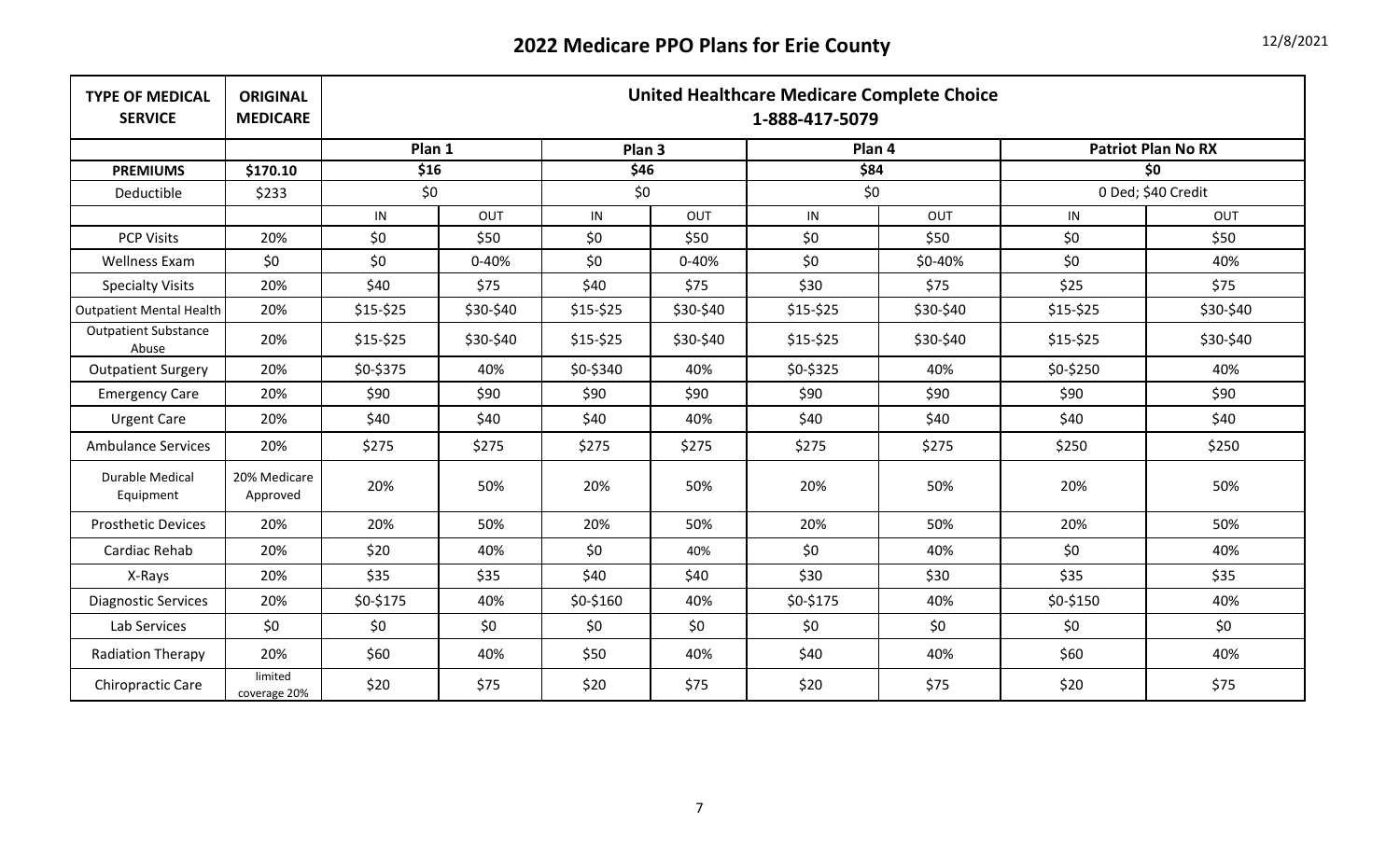# 2022 Medicare PPO Plans for Erie County

12/8/2021

| TYPE OF MEDICAL SERVICE | ORIGINAL MEDICARE | United Healthcare Medicare Complete Choice 1-888-417-5079 | | | | | | | |
|---|---|---|---|---|---|---|---|---|---|
| | | Plan 1 | | Plan 3 | | Plan 4 | | Patriot Plan No RX | |
| **PREMIUMS** | **$170.10** | **$16** | | **$46** | | **$84** | | **$0** | |
| Deductible | $233 | $0 | | $0 | | $0 | | 0 Ded; $40 Credit | |
| | | IN | OUT | IN | OUT | IN | OUT | IN | OUT |
| PCP Visits | 20% | $0 | $50 | $0 | $50 | $0 | $50 | $0 | $50 |
| Wellness Exam | $0 | $0 | 0-40% | $0 | 0-40% | $0 | $0-40% | $0 | 40% |
| Specialty Visits | 20% | $40 | $75 | $40 | $75 | $30 | $75 | $25 | $75 |
| Outpatient Mental Health | 20% | $15-$25 | $30-$40 | $15-$25 | $30-$40 | $15-$25 | $30-$40 | $15-$25 | $30-$40 |
| Outpatient Substance Abuse | 20% | $15-$25 | $30-$40 | $15-$25 | $30-$40 | $15-$25 | $30-$40 | $15-$25 | $30-$40 |
| Outpatient Surgery | 20% | $0-$375 | 40% | $0-$340 | 40% | $0-$325 | 40% | $0-$250 | 40% |
| Emergency Care | 20% | $90 | $90 | $90 | $90 | $90 | $90 | $90 | $90 |
| Urgent Care | 20% | $40 | $40 | $40 | 40% | $40 | $40 | $40 | $40 |
| Ambulance Services | 20% | $275 | $275 | $275 | $275 | $275 | $275 | $250 | $250 |
| Durable Medical Equipment | 20% Medicare Approved | 20% | 50% | 20% | 50% | 20% | 50% | 20% | 50% |
| Prosthetic Devices | 20% | 20% | 50% | 20% | 50% | 20% | 50% | 20% | 50% |
| Cardiac Rehab | 20% | $20 | 40% | $0 | 40% | $0 | 40% | $0 | 40% |
| X-Rays | 20% | $35 | $35 | $40 | $40 | $30 | $30 | $35 | $35 |
| Diagnostic Services | 20% | $0-$175 | 40% | $0-$160 | 40% | $0-$175 | 40% | $0-$150 | 40% |
| Lab Services | $0 | $0 | $0 | $0 | $0 | $0 | $0 | $0 | $0 |
| Radiation Therapy | 20% | $60 | 40% | $50 | 40% | $40 | 40% | $60 | 40% |
| Chiropractic Care | limited coverage 20% | $20 | $75 | $20 | $75 | $20 | $75 | $20 | $75 |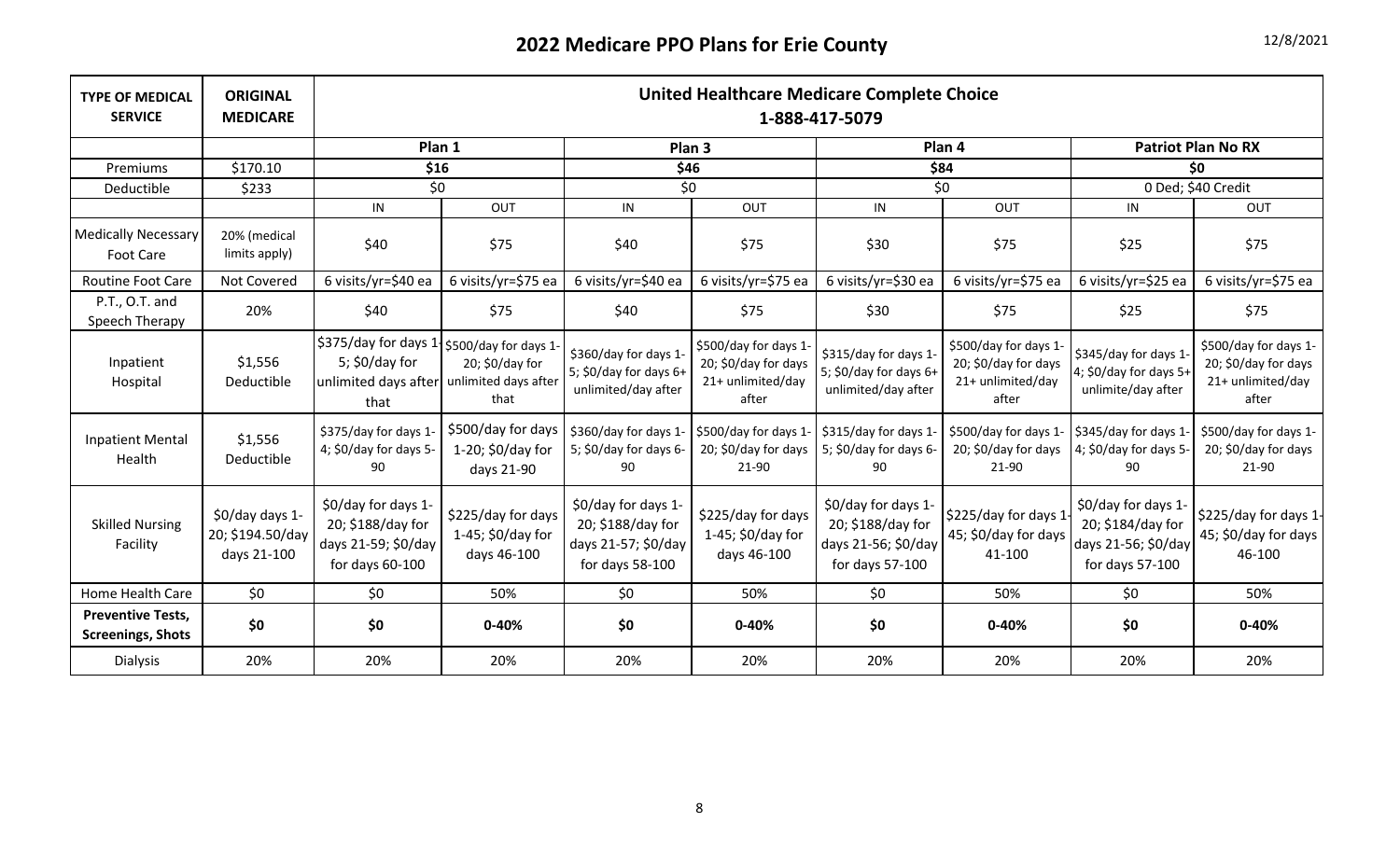# 2022 Medicare PPO Plans for Erie County

| TYPE OF MEDICAL SERVICE | ORIGINAL MEDICARE | United Healthcare Medicare Complete Choice 1-888-417-5079 | | | | | | | |
|---|---|---|---|---|---|---|---|---|---|
| | | Plan 1 | | Plan 3 | | Plan 4 | | Patriot Plan No RX | |
| Premiums | $170.10 | $16 | | $46 | | $84 | | $0 | |
| Deductible | $233 | $0 | | $0 | | $0 | | 0 Ded; $40 Credit | |
| | | IN | OUT | IN | OUT | IN | OUT | IN | OUT |
| Medically Necessary Foot Care | 20% (medical limits apply) | $40 | $75 | $40 | $75 | $30 | $75 | $25 | $75 |
| Routine Foot Care | Not Covered | 6 visits/yr=$40 ea | 6 visits/yr=$75 ea | 6 visits/yr=$40 ea | 6 visits/yr=$75 ea | 6 visits/yr=$30 ea | 6 visits/yr=$75 ea | 6 visits/yr=$25 ea | 6 visits/yr=$75 ea |
| P.T., O.T. and Speech Therapy | 20% | $40 | $75 | $40 | $75 | $30 | $75 | $25 | $75 |
| Inpatient Hospital | $1,556 Deductible | $375/day for days 1-5; $0/day for unlimited days after that | $500/day for days 1-20; $0/day for unlimited days after that | $360/day for days 1-5; $0/day for days 6+ unlimited/day after | $500/day for days 1-20; $0/day for days 21+ unlimited/day after | $315/day for days 1-5; $0/day for days 6+ unlimited/day after | $500/day for days 1-20; $0/day for days 21+ unlimited/day after | $345/day for days 1-4; $0/day for days 5+ unlimite/day after | $500/day for days 1-20; $0/day for days 21+ unlimited/day after |
| Inpatient Mental Health | $1,556 Deductible | $375/day for days 1-4; $0/day for days 5-90 | $500/day for days 1-20; $0/day for days 21-90 | $360/day for days 1-5; $0/day for days 6-90 | $500/day for days 1-20; $0/day for days 21-90 | $315/day for days 1-5; $0/day for days 6-90 | $500/day for days 1-20; $0/day for days 21-90 | $345/day for days 1-4; $0/day for days 5-90 | $500/day for days 1-20; $0/day for days 21-90 |
| Skilled Nursing Facility | $0/day days 1-20; $194.50/day days 21-100 | $0/day for days 1-20; $188/day for days 21-59; $0/day for days 60-100 | $225/day for days 1-45; $0/day for days 46-100 | $0/day for days 1-20; $188/day for days 21-57; $0/day for days 58-100 | $225/day for days 1-45; $0/day for days 46-100 | $0/day for days 1-20; $188/day for days 21-56; $0/day for days 57-100 | $225/day for days 1-45; $0/day for days 41-100 | $0/day for days 1-20; $184/day for days 21-56; $0/day for days 57-100 | $225/day for days 1-45; $0/day for days 46-100 |
| Home Health Care | $0 | $0 | 50% | $0 | 50% | $0 | 50% | $0 | 50% |
| **Preventive Tests, Screenings, Shots** | **$0** | **$0** | **0-40%** | **$0** | **0-40%** | **$0** | **0-40%** | **$0** | **0-40%** |
| Dialysis | 20% | 20% | 20% | 20% | 20% | 20% | 20% | 20% | 20% |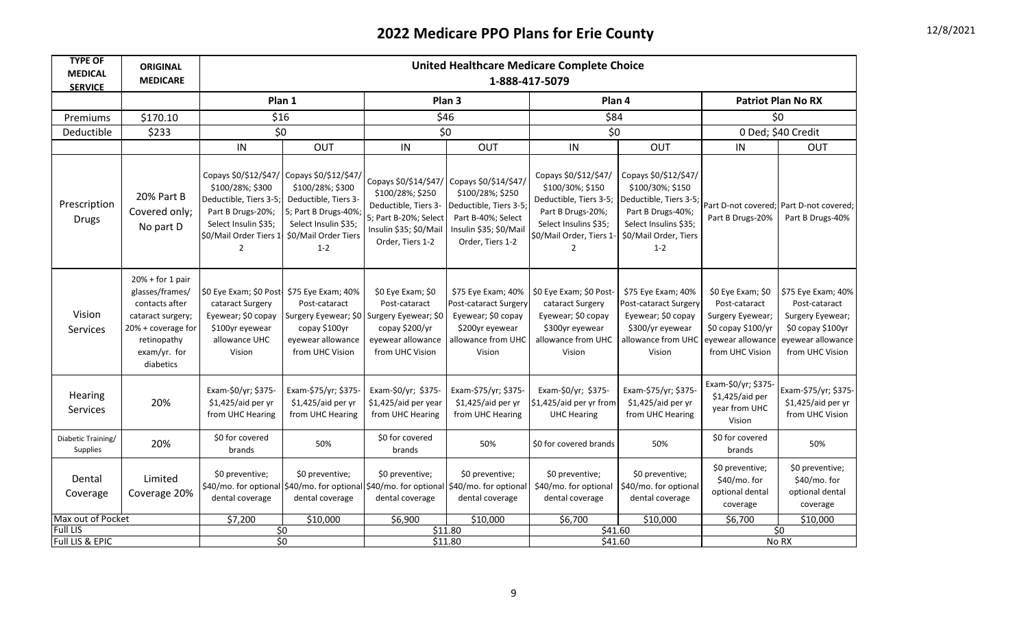## 2022 Medicare PPO Plans for Erie County

| TYPE OF MEDICAL SERVICE | ORIGINAL MEDICARE | United Healthcare Medicare Complete Choice 1-888-417-5079 | | | | | | | |
|---|---|---|---|---|---|---|---|---|---|
| | | Plan 1 | | Plan 3 | | Plan 4 | | Patriot Plan No RX | |
| Premiums | $170.10 | $16 | | $46 | | $84 | | $0 | |
| Deductible | $233 | $0 | | $0 | | $0 | | 0 Ded; $40 Credit | |
| | | IN | OUT | IN | OUT | IN | OUT | IN | OUT |
| Prescription Drugs | 20% Part B Covered only; No part D | Copays $0/$12/$47/ $100/28%; $300 Deductible, Tiers 3-5; Part B Drugs-20%; Select Insulin $35; $0/Mail Order Tiers 1-2 | Copays $0/$12/$47/ $100/28%; $300 Deductible, Tiers 3-5; Part B Drugs-40%; Select Insulin $35; $0/Mail Order Tiers 1-2 | Copays $0/$14/$47/ $100/28%; $250 Deductible, Tiers 3-5; Part B-20%; Select Insulin $35; $0/Mail Order, Tiers 1-2 | Copays $0/$14/$47/ $100/28%; $250 Deductible, Tiers 3-5; Part B-40%; Select Insulin $35; $0/Mail Order, Tiers 1-2 | Copays $0/$12/$47/ $100/30%; $150 Deductible, Tiers 3-5; Part B Drugs-20%; Select Insulins $35; $0/Mail Order, Tiers 1-2 | Copays $0/$12/$47/ $100/30%; $150 Deductible, Tiers 3-5; Part B Drugs-40%; Select Insulins $35; $0/Mail Order, Tiers 1-2 | Part D-not covered; Part B Drugs-20% | Part D-not covered; Part B Drugs-40% |
| Vision Services | 20% + for 1 pair glasses/frames/ contacts after cataract surgery; 20% + coverage for retinopathy exam/yr. for diabetics | $0 Eye Exam; $0 Post-cataract Surgery Eyewear; $0 copay $100yr eyewear allowance UHC Vision | $75 Eye Exam; 40% Post-cataract Surgery Eyewear; $0 copay $100yr eyewear allowance from UHC Vision | $0 Eye Exam; $0 Post-cataract Surgery Eyewear; $0 copay $200/yr eyewear allowance from UHC Vision | $75 Eye Exam; 40% Post-cataract Surgery Eyewear; $0 copay $200yr eyewear allowance from UHC Vision | $0 Eye Exam; $0 Post-cataract Surgery Eyewear; $0 copay $300yr eyewear allowance from UHC Vision | $75 Eye Exam; 40% Post-cataract Surgery Eyewear; $0 copay $300/yr eyewear allowance from UHC Vision | $0 Eye Exam; $0 Post-cataract Surgery Eyewear; $0 copay $100/yr eyewear allowance from UHC Vision | $75 Eye Exam; 40% Post-cataract Surgery Eyewear; $0 copay $100yr eyewear allowance from UHC Vision |
| Hearing Services | 20% | Exam-$0/yr; $375-$1,425/aid per yr from UHC Hearing | Exam-$75/yr; $375-$1,425/aid per yr from UHC Hearing | Exam-$0/yr; $375-$1,425/aid per year from UHC Hearing | Exam-$75/yr; $375-$1,425/aid per yr from UHC Hearing | Exam-$0/yr; $375-$1,425/aid per yr from UHC Hearing | Exam-$75/yr; $375-$1,425/aid per yr from UHC Hearing | Exam-$0/yr; $375-$1,425/aid per year from UHC Vision | Exam-$75/yr; $375-$1,425/aid per yr from UHC Vision |
| Diabetic Training/ Supplies | 20% | $0 for covered brands | 50% | $0 for covered brands | 50% | $0 for covered brands | 50% | $0 for covered brands | 50% |
| Dental Coverage | Limited Coverage 20% | $0 preventive; $40/mo. for optional dental coverage | $0 preventive; $40/mo. for optional dental coverage | $0 preventive; $40/mo. for optional dental coverage | $0 preventive; $40/mo. for optional dental coverage | $0 preventive; $40/mo. for optional dental coverage | $0 preventive; $40/mo. for optional dental coverage | $0 preventive; $40/mo. for optional dental coverage | $0 preventive; $40/mo. for optional dental coverage |
| Max out of Pocket | | $7,200 | $10,000 | $6,900 | $10,000 | $6,700 | $10,000 | $6,700 | $10,000 |
| Full LIS | | $0 | | $11.80 | | $41.60 | | $0 | |
| Full LIS & EPIC | | $0 | | $11.80 | | $41.60 | | No RX | |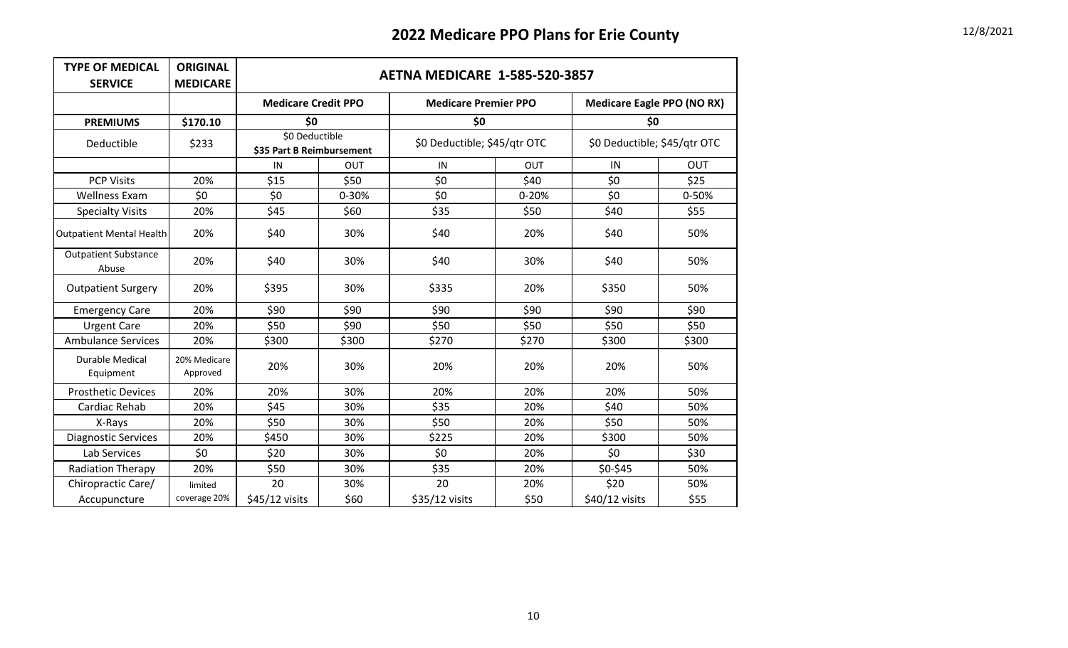# 2022 Medicare PPO Plans for Erie County

12/8/2021

| TYPE OF MEDICAL SERVICE | ORIGINAL MEDICARE | AETNA MEDICARE 1-585-520-3857 | | | | | |
|---|---|---|---|---|---|---|---|
| | | **Medicare Credit PPO** | | **Medicare Premier PPO** | | **Medicare Eagle PPO (NO RX)** | |
| **PREMIUMS** | $170.10 | $0 | | $0 | | $0 | |
| Deductible | $233 | $0 Deductible **$35 Part B Reimbursement** | | $0 Deductible; $45/qtr OTC | | $0 Deductible; $45/qtr OTC | |
| | | IN | OUT | IN | OUT | IN | OUT |
| PCP Visits | 20% | $15 | $50 | $0 | $40 | $0 | $25 |
| Wellness Exam | $0 | $0 | 0-30% | $0 | 0-20% | $0 | 0-50% |
| Specialty Visits | 20% | $45 | $60 | $35 | $50 | $40 | $55 |
| Outpatient Mental Health | 20% | $40 | 30% | $40 | 20% | $40 | 50% |
| Outpatient Substance Abuse | 20% | $40 | 30% | $40 | 30% | $40 | 50% |
| Outpatient Surgery | 20% | $395 | 30% | $335 | 20% | $350 | 50% |
| Emergency Care | 20% | $90 | $90 | $90 | $90 | $90 | $90 |
| Urgent Care | 20% | $50 | $90 | $50 | $50 | $50 | $50 |
| Ambulance Services | 20% | $300 | $300 | $270 | $270 | $300 | $300 |
| Durable Medical Equipment | 20% Medicare Approved | 20% | 30% | 20% | 20% | 20% | 50% |
| Prosthetic Devices | 20% | 20% | 30% | 20% | 20% | 20% | 50% |
| Cardiac Rehab | 20% | $45 | 30% | $35 | 20% | $40 | 50% |
| X-Rays | 20% | $50 | 30% | $50 | 20% | $50 | 50% |
| Diagnostic Services | 20% | $450 | 30% | $225 | 20% | $300 | 50% |
| Lab Services | $0 | $20 | 30% | $0 | 20% | $0 | $30 |
| Radiation Therapy | 20% | $50 | 30% | $35 | 20% | $0-$45 | 50% |
| Chiropractic Care/ | limited | 20 | 30% | 20 | 20% | $20 | 50% |
| Accupuncture | coverage 20% | $45/12 visits | $60 | $35/12 visits | $50 | $40/12 visits | $55 |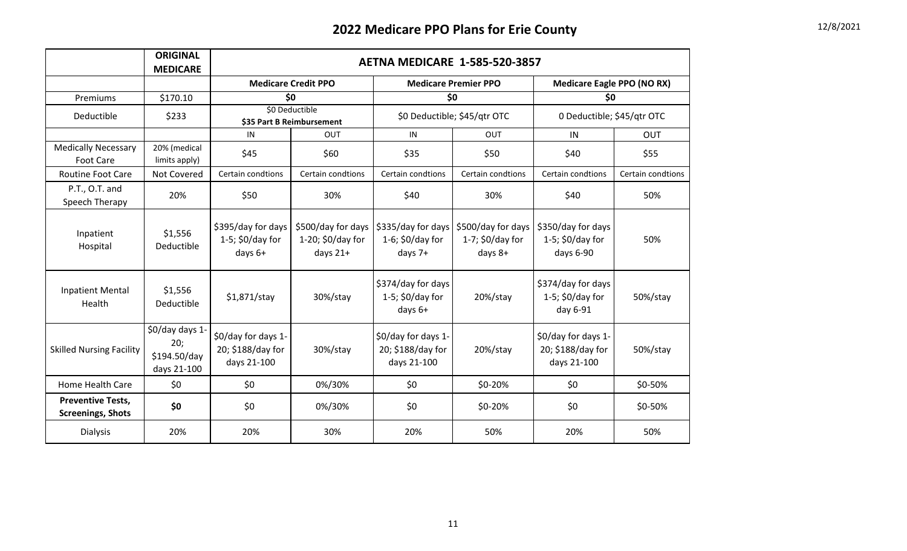## 2022 Medicare PPO Plans for Erie County

12/8/2021

| | ORIGINAL MEDICARE | AETNA MEDICARE 1-585-520-3857 | | | | | |
|---|---|---|---|---|---|---|---|
| | | Medicare Credit PPO | | Medicare Premier PPO | | Medicare Eagle PPO (NO RX) | |
| Premiums | $170.10 | $0 | | $0 | | $0 | |
| Deductible | $233 | $0 Deductible **$35 Part B Reimbursement** | | $0 Deductible; $45/qtr OTC | | 0 Deductible; $45/qtr OTC | |
| | | IN | OUT | IN | OUT | IN | OUT |
| Medically Necessary Foot Care | 20% (medical limits apply) | $45 | $60 | $35 | $50 | $40 | $55 |
| Routine Foot Care | Not Covered | Certain condtions | Certain condtions | Certain condtions | Certain condtions | Certain condtions | Certain condtions |
| P.T., O.T. and Speech Therapy | 20% | $50 | 30% | $40 | 30% | $40 | 50% |
| Inpatient Hospital | $1,556 Deductible | $395/day for days 1-5; $0/day for days 6+ | $500/day for days 1-20; $0/day for days 21+ | $335/day for days 1-6; $0/day for days 7+ | $500/day for days 1-7; $0/day for days 8+ | $350/day for days 1-5; $0/day for days 6-90 | 50% |
| Inpatient Mental Health | $1,556 Deductible | $1,871/stay | 30%/stay | $374/day for days 1-5; $0/day for days 6+ | 20%/stay | $374/day for days 1-5; $0/day for day 6-91 | 50%/stay |
| Skilled Nursing Facility | $0/day days 1-20; $194.50/day days 21-100 | $0/day for days 1-20; $188/day for days 21-100 | 30%/stay | $0/day for days 1-20; $188/day for days 21-100 | 20%/stay | $0/day for days 1-20; $188/day for days 21-100 | 50%/stay |
| Home Health Care | $0 | $0 | 0%/30% | $0 | $0-20% | $0 | $0-50% |
| **Preventive Tests, Screenings, Shots** | **$0** | $0 | 0%/30% | $0 | $0-20% | $0 | $0-50% |
| Dialysis | 20% | 20% | 30% | 20% | 50% | 20% | 50% |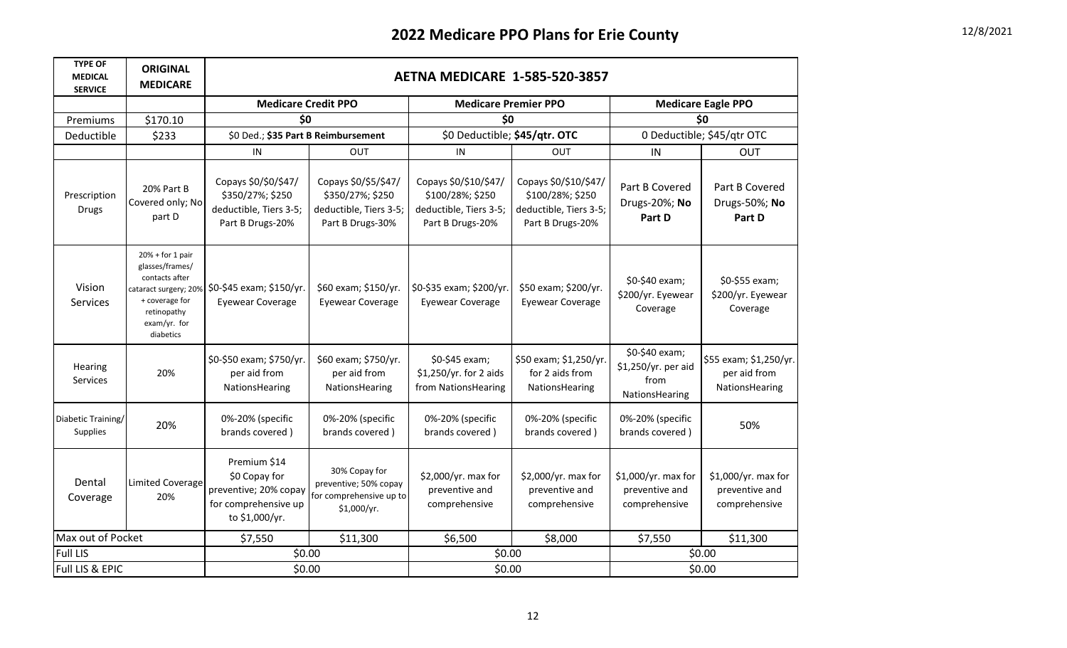# 2022 Medicare PPO Plans for Erie County

| TYPE OF MEDICAL SERVICE | ORIGINAL MEDICARE | AETNA MEDICARE 1-585-520-3857 | | | | | |
|---|---|---|---|---|---|---|---|
| | | **Medicare Credit PPO** | | **Medicare Premier PPO** | | **Medicare Eagle PPO** | |
| Premiums | $170.10 | **$0** | | **$0** | | **$0** | |
| Deductible | $233 | $0 Ded.; **$35 Part B Reimbursement** | | $0 Deductible; **$45/qtr. OTC** | | 0 Deductible; $45/qtr OTC | |
| | | IN | OUT | IN | OUT | IN | OUT |
| Prescription Drugs | 20% Part B Covered only; No part D | Copays $0/$0/$47/ $350/27%; $250 deductible, Tiers 3-5; Part B Drugs-20% | Copays $0/$5/$47/ $350/27%; $250 deductible, Tiers 3-5; Part B Drugs-30% | Copays $0/$10/$47/ $100/28%; $250 deductible, Tiers 3-5; Part B Drugs-20% | Copays $0/$10/$47/ $100/28%; $250 deductible, Tiers 3-5; Part B Drugs-20% | Part B Covered Drugs-20%; **No Part D** | Part B Covered Drugs-50%; **No Part D** |
| Vision Services | 20% + for 1 pair glasses/frames/ contacts after cataract surgery; 20% + coverage for retinopathy exam/yr. for diabetics | $0-$45 exam; $150/yr. Eyewear Coverage | $60 exam; $150/yr. Eyewear Coverage | $0-$35 exam; $200/yr. Eyewear Coverage | $50 exam; $200/yr. Eyewear Coverage | $0-$40 exam; $200/yr. Eyewear Coverage | $0-$55 exam; $200/yr. Eyewear Coverage |
| Hearing Services | 20% | $0-$50 exam; $750/yr. per aid from NationsHearing | $60 exam; $750/yr. per aid from NationsHearing | $0-$45 exam; $1,250/yr. for 2 aids from NationsHearing | $50 exam; $1,250/yr. for 2 aids from NationsHearing | $0-$40 exam; $1,250/yr. per aid from NationsHearing | $55 exam; $1,250/yr. per aid from NationsHearing |
| Diabetic Training/ Supplies | 20% | 0%-20% (specific brands covered ) | 0%-20% (specific brands covered ) | 0%-20% (specific brands covered ) | 0%-20% (specific brands covered ) | 0%-20% (specific brands covered ) | 50% |
| Dental Coverage | Limited Coverage 20% | Premium $14 $0 Copay for preventive; 20% copay for comprehensive up to $1,000/yr. | 30% Copay for preventive; 50% copay for comprehensive up to $1,000/yr. | $2,000/yr. max for preventive and comprehensive | $2,000/yr. max for preventive and comprehensive | $1,000/yr. max for preventive and comprehensive | $1,000/yr. max for preventive and comprehensive |
| Max out of Pocket | | $7,550 | $11,300 | $6,500 | $8,000 | $7,550 | $11,300 |
| Full LIS | | $0.00 | | $0.00 | | $0.00 | |
| Full LIS & EPIC | | $0.00 | | $0.00 | | $0.00 | |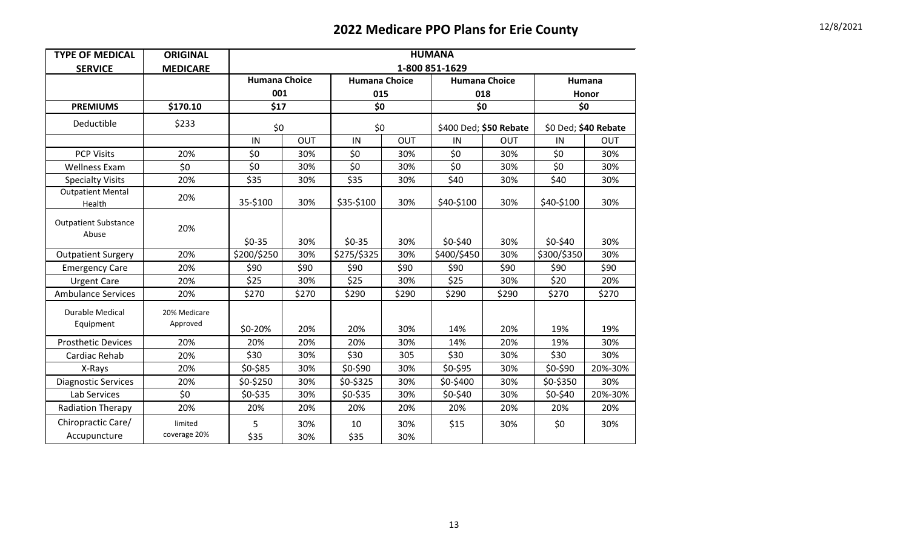# 2022 Medicare PPO Plans for Erie County

12/8/2021

| TYPE OF MEDICAL SERVICE | ORIGINAL MEDICARE | HUMANA 1-800 851-1629 | | | | | | | |
|---|---|---|---|---|---|---|---|---|---|
| | | Humana Choice 001 | | Humana Choice 015 | | Humana Choice 018 | | Humana Honor | |
| **PREMIUMS** | **$170.10** | **$17** | | **$0** | | **$0** | | **$0** | |
| Deductible | $233 | $0 | | $0 | | $400 Ded; **$50 Rebate** | | $0 Ded; **$40 Rebate** | |
| | | IN | OUT | IN | OUT | IN | OUT | IN | OUT |
| PCP Visits | 20% | $0 | 30% | $0 | 30% | $0 | 30% | $0 | 30% |
| Wellness Exam | $0 | $0 | 30% | $0 | 30% | $0 | 30% | $0 | 30% |
| Specialty Visits | 20% | $35 | 30% | $35 | 30% | $40 | 30% | $40 | 30% |
| Outpatient Mental Health | 20% | 35-$100 | 30% | $35-$100 | 30% | $40-$100 | 30% | $40-$100 | 30% |
| Outpatient Substance Abuse | 20% | $0-35 | 30% | $0-35 | 30% | $0-$40 | 30% | $0-$40 | 30% |
| Outpatient Surgery | 20% | $200/$250 | 30% | $275/$325 | 30% | $400/$450 | 30% | $300/$350 | 30% |
| Emergency Care | 20% | $90 | $90 | $90 | $90 | $90 | $90 | $90 | $90 |
| Urgent Care | 20% | $25 | 30% | $25 | 30% | $25 | 30% | $20 | 20% |
| Ambulance Services | 20% | $270 | $270 | $290 | $290 | $290 | $290 | $270 | $270 |
| Durable Medical Equipment | 20% Medicare Approved | $0-20% | 20% | 20% | 30% | 14% | 20% | 19% | 19% |
| Prosthetic Devices | 20% | 20% | 20% | 20% | 30% | 14% | 20% | 19% | 30% |
| Cardiac Rehab | 20% | $30 | 30% | $30 | 305 | $30 | 30% | $30 | 30% |
| X-Rays | 20% | $0-$85 | 30% | $0-$90 | 30% | $0-$95 | 30% | $0-$90 | 20%-30% |
| Diagnostic Services | 20% | $0-$250 | 30% | $0-$325 | 30% | $0-$400 | 30% | $0-$350 | 30% |
| Lab Services | $0 | $0-$35 | 30% | $0-$35 | 30% | $0-$40 | 30% | $0-$40 | 20%-30% |
| Radiation Therapy | 20% | 20% | 20% | 20% | 20% | 20% | 20% | 20% | 20% |
| Chiropractic Care/ Acupuncture | limited coverage 20% | 5 / $35 | 30% / 30% | 10 / $35 | 30% / 30% | $15 | 30% | $0 | 30% |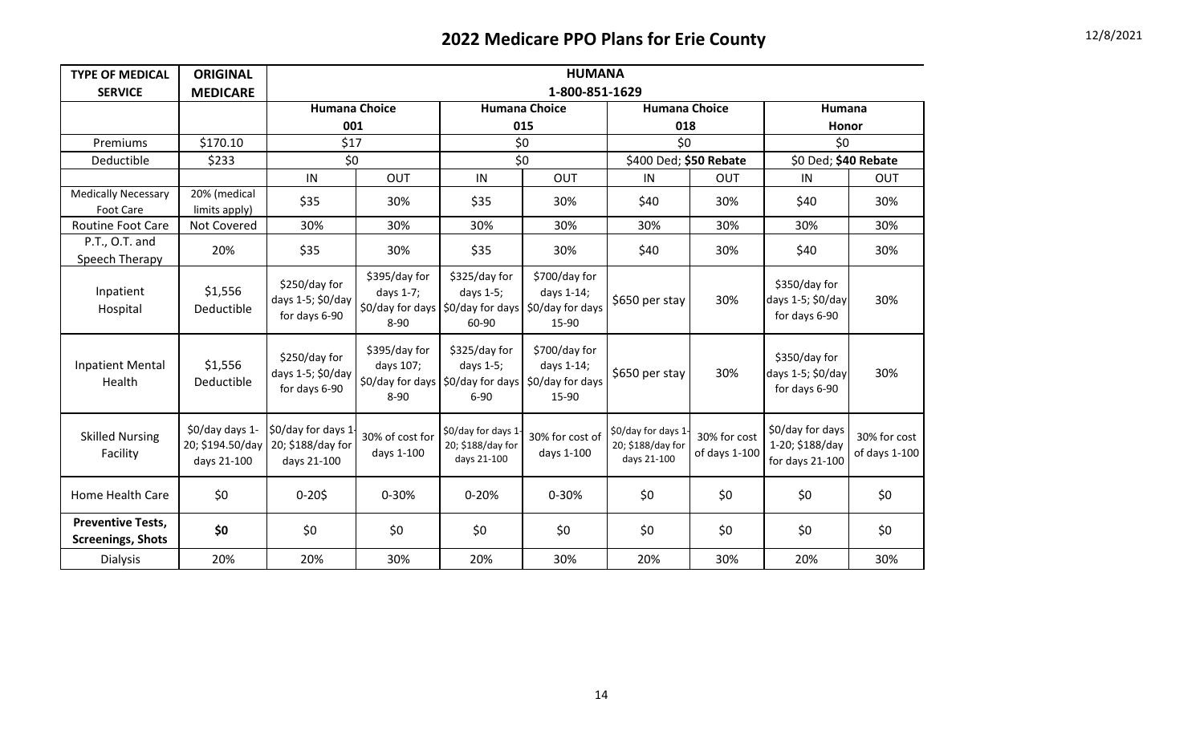# 2022 Medicare PPO Plans for Erie County

12/8/2021

| TYPE OF MEDICAL SERVICE | ORIGINAL MEDICARE | HUMANA 1-800-851-1629 | | | | | | | |
|---|---|---|---|---|---|---|---|---|---|
| | | Humana Choice 001 | | Humana Choice 015 | | Humana Choice 018 | | Humana Honor | |
| Premiums | $170.10 | $17 | | $0 | | $0 | | $0 | |
| Deductible | $233 | $0 | | $0 | | $400 Ded; **$50 Rebate** | | $0 Ded; **$40 Rebate** | |
| | | IN | OUT | IN | OUT | IN | OUT | IN | OUT |
| Medically Necessary Foot Care | 20% (medical limits apply) | $35 | 30% | $35 | 30% | $40 | 30% | $40 | 30% |
| Routine Foot Care | Not Covered | 30% | 30% | 30% | 30% | 30% | 30% | 30% | 30% |
| P.T., O.T. and Speech Therapy | 20% | $35 | 30% | $35 | 30% | $40 | 30% | $40 | 30% |
| Inpatient Hospital | $1,556 Deductible | $250/day for days 1-5; $0/day for days 6-90 | $395/day for days 1-7; $0/day for days 8-90 | $325/day for days 1-5; $0/day for days 60-90 | $700/day for days 1-14; $0/day for days 15-90 | $650 per stay | 30% | $350/day for days 1-5; $0/day for days 6-90 | 30% |
| Inpatient Mental Health | $1,556 Deductible | $250/day for days 1-5; $0/day for days 6-90 | $395/day for days 107; $0/day for days 8-90 | $325/day for days 1-5; $0/day for days 6-90 | $700/day for days 1-14; $0/day for days 15-90 | $650 per stay | 30% | $350/day for days 1-5; $0/day for days 6-90 | 30% |
| Skilled Nursing Facility | $0/day days 1-20; $194.50/day days 21-100 | $0/day for days 1-20; $188/day for days 21-100 | 30% of cost for days 1-100 | $0/day for days 1-20; $188/day for days 21-100 | 30% for cost of days 1-100 | $0/day for days 1-20; $188/day for days 21-100 | 30% for cost of days 1-100 | $0/day for days 1-20; $188/day for days 21-100 | 30% for cost of days 1-100 |
| Home Health Care | $0 | 0-20$ | 0-30% | 0-20% | 0-30% | $0 | $0 | $0 | $0 |
| **Preventive Tests, Screenings, Shots** | **$0** | $0 | $0 | $0 | $0 | $0 | $0 | $0 | $0 |
| Dialysis | 20% | 20% | 30% | 20% | 30% | 20% | 30% | 20% | 30% |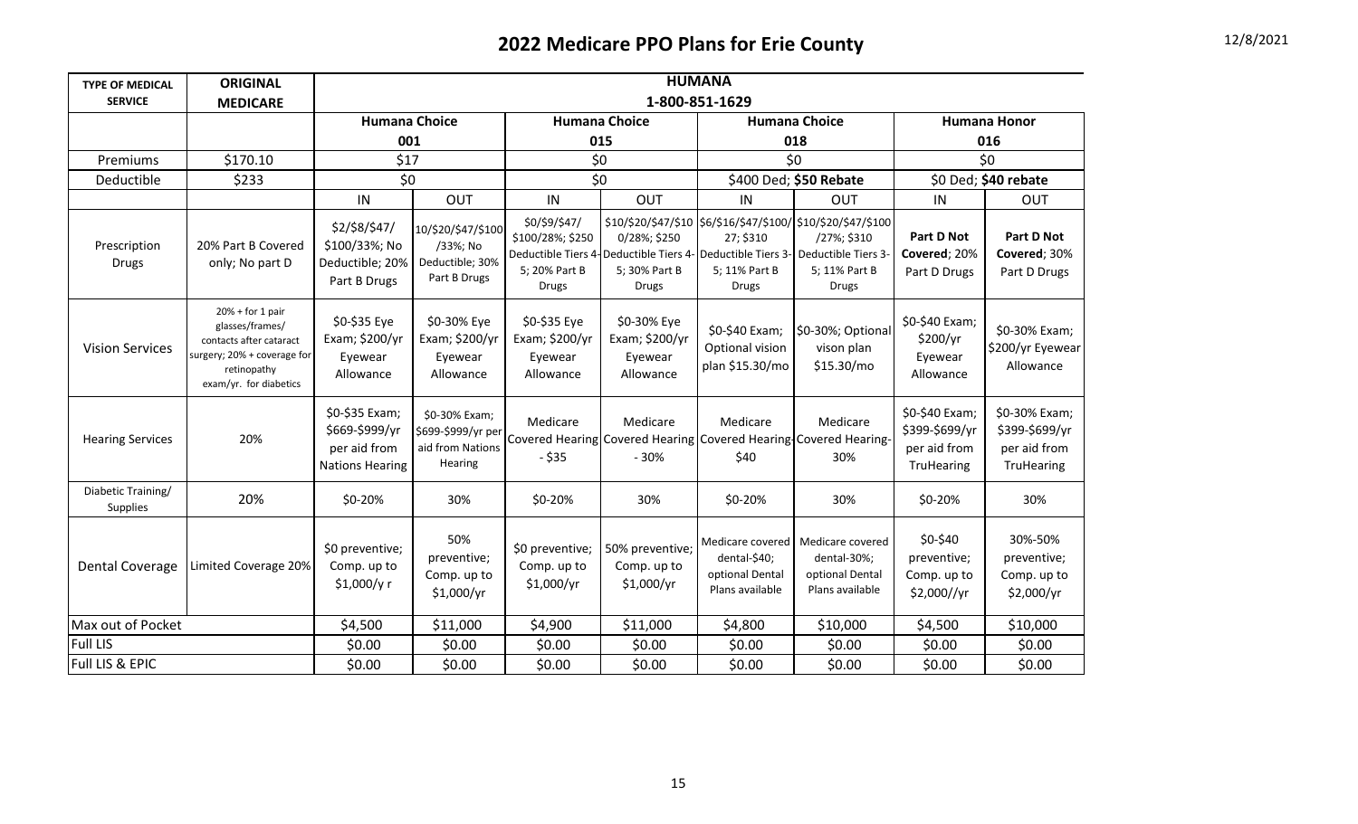# 2022 Medicare PPO Plans for Erie County

12/8/2021

| TYPE OF MEDICAL SERVICE | ORIGINAL MEDICARE | HUMANA 1-800-851-1629 | | | | | | | |
|---|---|---|---|---|---|---|---|---|---|
| | | Humana Choice 001 | | Humana Choice 015 | | Humana Choice 018 | | Humana Honor 016 | |
| Premiums | $170.10 | $17 | | $0 | | $0 | | $0 | |
| Deductible | $233 | $0 | | $0 | | $400 Ded; **$50 Rebate** | | $0 Ded; **$40 rebate** | |
| | | IN | OUT | IN | OUT | IN | OUT | IN | OUT |
| Prescription Drugs | 20% Part B Covered only; No part D | $2/$8/$47/ $100/33%; No Deductible; 20% Part B Drugs | 10/$20/$47/$100 /33%; No Deductible; 30% Part B Drugs | $0/$9/$47/ $100/28%; $250 Deductible Tiers 4-5; 20% Part B Drugs | $10/$20/$47/$10 0/28%; $250 Deductible Tiers 4-5; 30% Part B Drugs | $6/$16/$47/$100/ 27; $310 Deductible Tiers 3-5; 11% Part B Drugs | $10/$20/$47/$100 /27%; $310 Deductible Tiers 3-5; 11% Part B Drugs | **Part D Not Covered**; 20% Part D Drugs | **Part D Not Covered**; 30% Part D Drugs |
| Vision Services | 20% + for 1 pair glasses/frames/ contacts after cataract surgery; 20% + coverage for retinopathy exam/yr. for diabetics | $0-$35 Eye Exam; $200/yr Eyewear Allowance | $0-30% Eye Exam; $200/yr Eyewear Allowance | $0-$35 Eye Exam; $200/yr Eyewear Allowance | $0-30% Eye Exam; $200/yr Eyewear Allowance | $0-$40 Exam; Optional vision plan $15.30/mo | $0-30%; Optional vison plan $15.30/mo | $0-$40 Exam; $200/yr Eyewear Allowance | $0-30% Exam; $200/yr Eyewear Allowance |
| Hearing Services | 20% | $0-$35 Exam; $669-$999/yr per aid from Nations Hearing | $0-30% Exam; $699-$999/yr per aid from Nations Hearing | Medicare Covered Hearing - $35 | Medicare Covered Hearing - 30% | Medicare Covered Hearing-$40 | Medicare Covered Hearing-30% | $0-$40 Exam; $399-$699/yr per aid from TruHearing | $0-30% Exam; $399-$699/yr per aid from TruHearing |
| Diabetic Training/ Supplies | 20% | $0-20% | 30% | $0-20% | 30% | $0-20% | 30% | $0-20% | 30% |
| Dental Coverage | Limited Coverage 20% | $0 preventive; Comp. up to $1,000/y r | 50% preventive; Comp. up to $1,000/yr | $0 preventive; Comp. up to $1,000/yr | 50% preventive; Comp. up to $1,000/yr | Medicare covered dental-$40; optional Dental Plans available | Medicare covered dental-30%; optional Dental Plans available | $0-$40 preventive; Comp. up to $2,000//yr | 30%-50% preventive; Comp. up to $2,000/yr |
| Max out of Pocket | | $4,500 | $11,000 | $4,900 | $11,000 | $4,800 | $10,000 | $4,500 | $10,000 |
| Full LIS | | $0.00 | $0.00 | $0.00 | $0.00 | $0.00 | $0.00 | $0.00 | $0.00 |
| Full LIS & EPIC | | $0.00 | $0.00 | $0.00 | $0.00 | $0.00 | $0.00 | $0.00 | $0.00 |